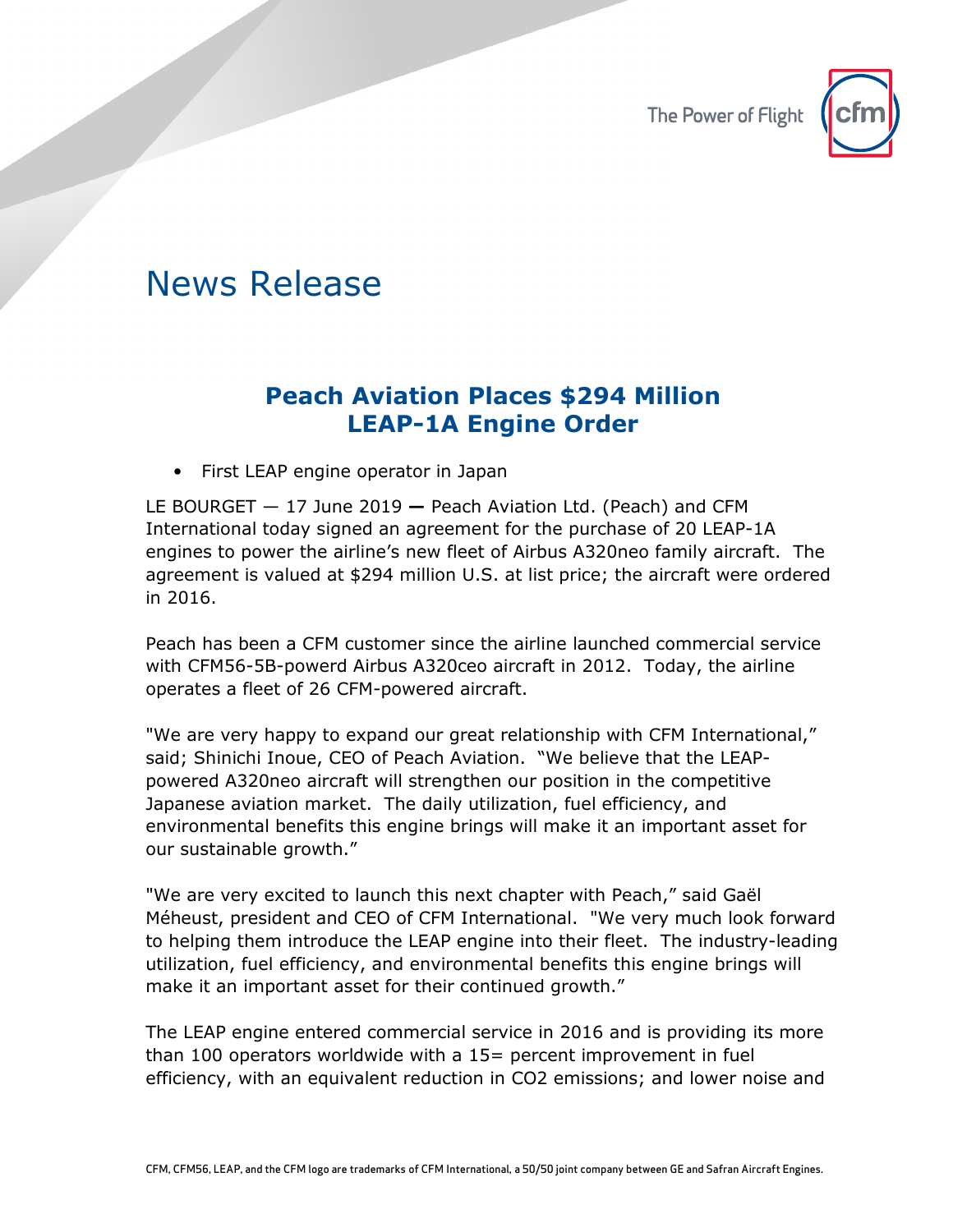# News Release

## Peach Aviation Places $294 Million LEAP-1A Engine Order

- First LEAP engine operator in Japan

LE BOURGET — 17 June 2019 **—** Peach Aviation Ltd. (Peach) and CFM International today signed an agreement for the purchase of 20 LEAP-1A engines to power the airline's new fleet of Airbus A320neo family aircraft. The agreement is valued at $294 million U.S. at list price; the aircraft were ordered in 2016.

Peach has been a CFM customer since the airline launched commercial service with CFM56-5B-powerd Airbus A320ceo aircraft in 2012. Today, the airline operates a fleet of 26 CFM-powered aircraft.

"We are very happy to expand our great relationship with CFM International," said; Shinichi Inoue, CEO of Peach Aviation. "We believe that the LEAP-powered A320neo aircraft will strengthen our position in the competitive Japanese aviation market. The daily utilization, fuel efficiency, and environmental benefits this engine brings will make it an important asset for our sustainable growth."

"We are very excited to launch this next chapter with Peach," said Gaël Méheust, president and CEO of CFM International. "We very much look forward to helping them introduce the LEAP engine into their fleet. The industry-leading utilization, fuel efficiency, and environmental benefits this engine brings will make it an important asset for their continued growth."

The LEAP engine entered commercial service in 2016 and is providing its more than 100 operators worldwide with a 15= percent improvement in fuel efficiency, with an equivalent reduction in $CO_2$ emissions; and lower noise and

CFM, CFM56, LEAP, and the CFM logo are trademarks of CFM International, a 50/50 joint company between GE and Safran Aircraft Engines.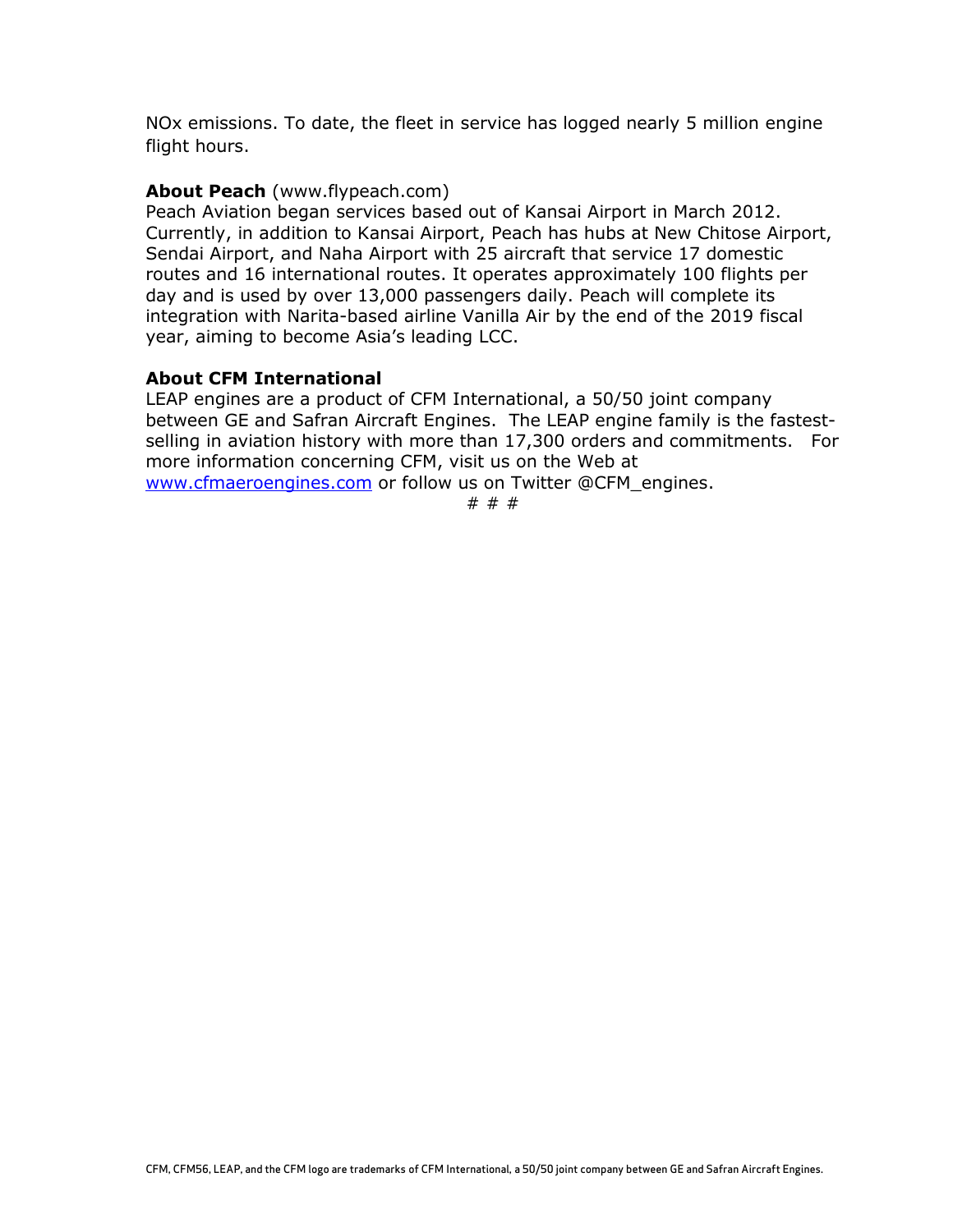NOx emissions. To date, the fleet in service has logged nearly 5 million engine flight hours.

**About Peach** (www.flypeach.com)
Peach Aviation began services based out of Kansai Airport in March 2012. Currently, in addition to Kansai Airport, Peach has hubs at New Chitose Airport, Sendai Airport, and Naha Airport with 25 aircraft that service 17 domestic routes and 16 international routes. It operates approximately 100 flights per day and is used by over 13,000 passengers daily. Peach will complete its integration with Narita-based airline Vanilla Air by the end of the 2019 fiscal year, aiming to become Asia's leading LCC.

**About CFM International**
LEAP engines are a product of CFM International, a 50/50 joint company between GE and Safran Aircraft Engines. The LEAP engine family is the fastest-selling in aviation history with more than 17,300 orders and commitments. For more information concerning CFM, visit us on the Web at www.cfmaeroengines.com or follow us on Twitter @CFM_engines.

# # #

CFM, CFM56, LEAP, and the CFM logo are trademarks of CFM International, a 50/50 joint company between GE and Safran Aircraft Engines.